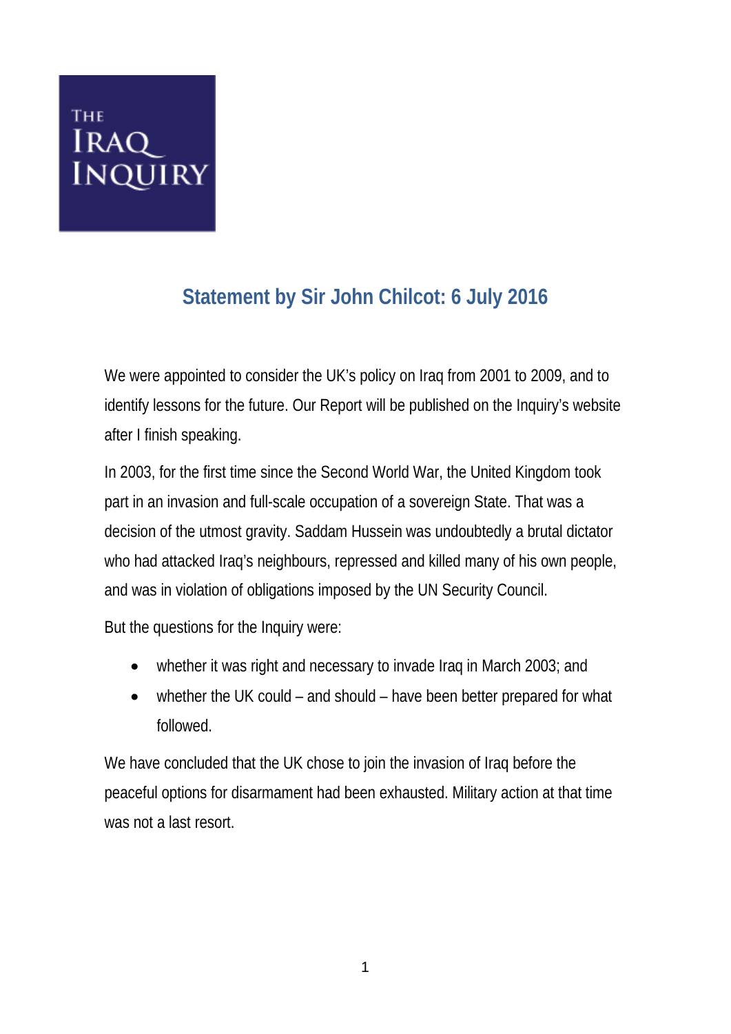THE IRAQ INQUIRY

# Statement by Sir John Chilcot: 6 July 2016

We were appointed to consider the UK's policy on Iraq from 2001 to 2009, and to identify lessons for the future. Our Report will be published on the Inquiry's website after I finish speaking.

In 2003, for the first time since the Second World War, the United Kingdom took part in an invasion and full-scale occupation of a sovereign State. That was a decision of the utmost gravity. Saddam Hussein was undoubtedly a brutal dictator who had attacked Iraq's neighbours, repressed and killed many of his own people, and was in violation of obligations imposed by the UN Security Council.

But the questions for the Inquiry were:

- whether it was right and necessary to invade Iraq in March 2003; and
- whether the UK could – and should – have been better prepared for what followed.

We have concluded that the UK chose to join the invasion of Iraq before the peaceful options for disarmament had been exhausted. Military action at that time was not a last resort.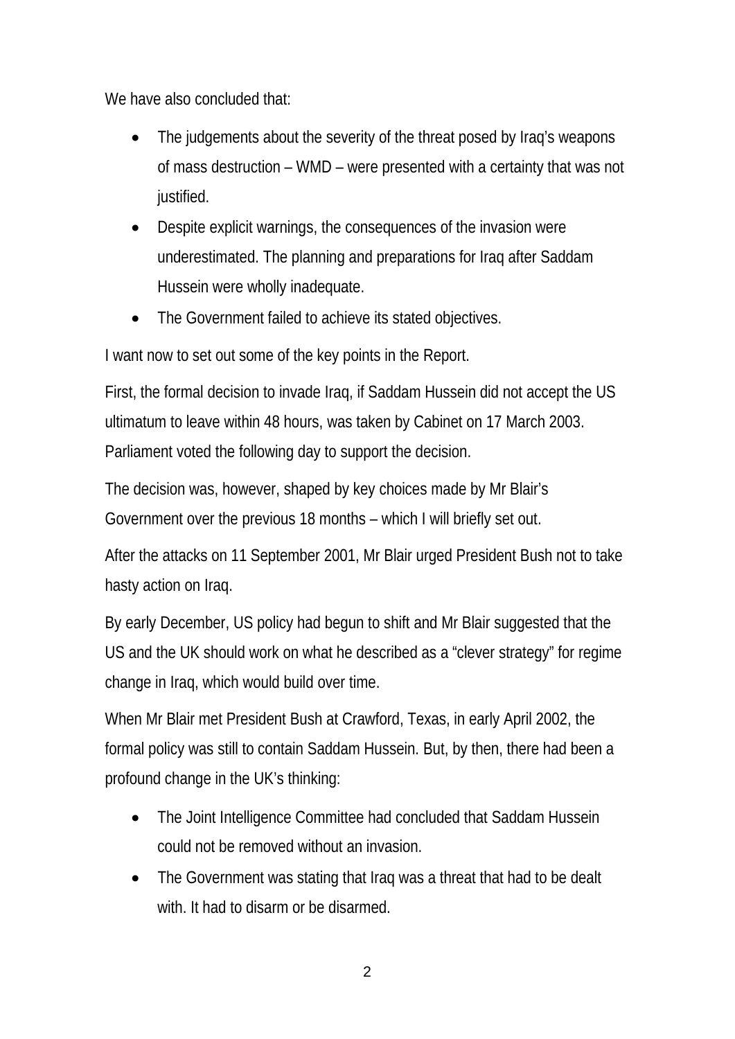We have also concluded that:

- The judgements about the severity of the threat posed by Iraq's weapons of mass destruction – WMD – were presented with a certainty that was not justified.
- Despite explicit warnings, the consequences of the invasion were underestimated. The planning and preparations for Iraq after Saddam Hussein were wholly inadequate.
- The Government failed to achieve its stated objectives.

I want now to set out some of the key points in the Report.

First, the formal decision to invade Iraq, if Saddam Hussein did not accept the US ultimatum to leave within 48 hours, was taken by Cabinet on 17 March 2003. Parliament voted the following day to support the decision.

The decision was, however, shaped by key choices made by Mr Blair's Government over the previous 18 months – which I will briefly set out.

After the attacks on 11 September 2001, Mr Blair urged President Bush not to take hasty action on Iraq.

By early December, US policy had begun to shift and Mr Blair suggested that the US and the UK should work on what he described as a "clever strategy" for regime change in Iraq, which would build over time.

When Mr Blair met President Bush at Crawford, Texas, in early April 2002, the formal policy was still to contain Saddam Hussein. But, by then, there had been a profound change in the UK's thinking:

- The Joint Intelligence Committee had concluded that Saddam Hussein could not be removed without an invasion.
- The Government was stating that Iraq was a threat that had to be dealt with. It had to disarm or be disarmed.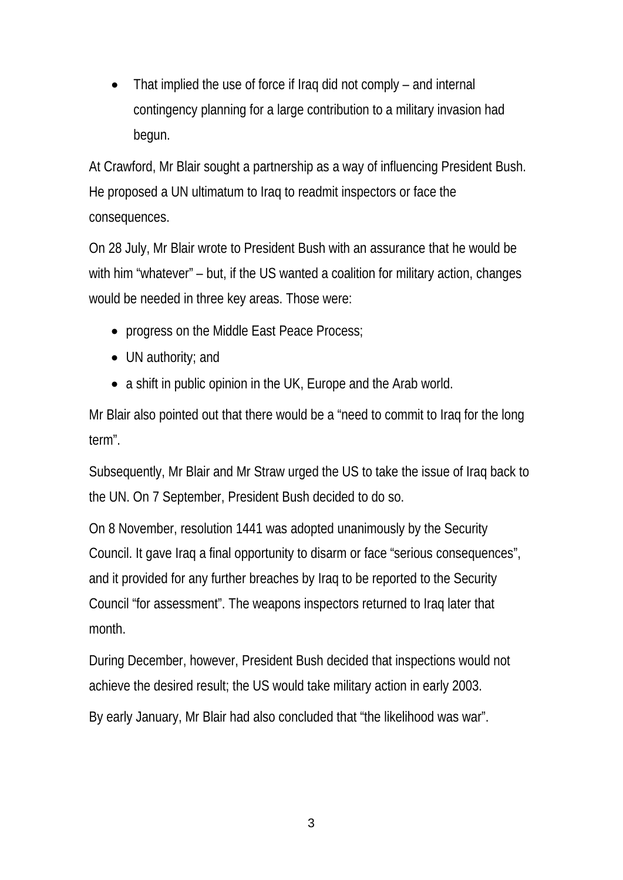- That implied the use of force if Iraq did not comply – and internal contingency planning for a large contribution to a military invasion had begun.

At Crawford, Mr Blair sought a partnership as a way of influencing President Bush. He proposed a UN ultimatum to Iraq to readmit inspectors or face the consequences.

On 28 July, Mr Blair wrote to President Bush with an assurance that he would be with him "whatever" – but, if the US wanted a coalition for military action, changes would be needed in three key areas. Those were:

- progress on the Middle East Peace Process;
- UN authority; and
- a shift in public opinion in the UK, Europe and the Arab world.

Mr Blair also pointed out that there would be a "need to commit to Iraq for the long term".

Subsequently, Mr Blair and Mr Straw urged the US to take the issue of Iraq back to the UN. On 7 September, President Bush decided to do so.

On 8 November, resolution 1441 was adopted unanimously by the Security Council. It gave Iraq a final opportunity to disarm or face "serious consequences", and it provided for any further breaches by Iraq to be reported to the Security Council "for assessment". The weapons inspectors returned to Iraq later that month.

During December, however, President Bush decided that inspections would not achieve the desired result; the US would take military action in early 2003.

By early January, Mr Blair had also concluded that "the likelihood was war".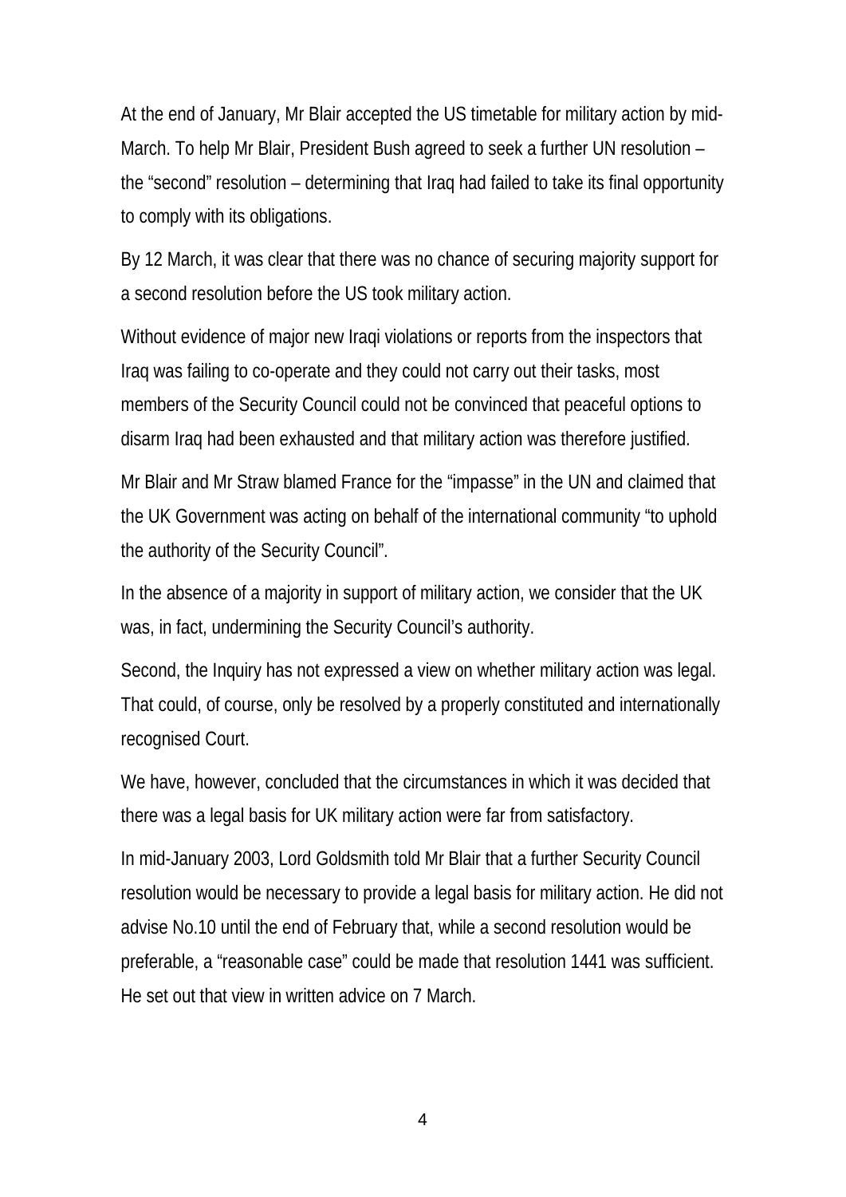At the end of January, Mr Blair accepted the US timetable for military action by mid-March. To help Mr Blair, President Bush agreed to seek a further UN resolution – the "second" resolution – determining that Iraq had failed to take its final opportunity to comply with its obligations.

By 12 March, it was clear that there was no chance of securing majority support for a second resolution before the US took military action.

Without evidence of major new Iraqi violations or reports from the inspectors that Iraq was failing to co-operate and they could not carry out their tasks, most members of the Security Council could not be convinced that peaceful options to disarm Iraq had been exhausted and that military action was therefore justified.

Mr Blair and Mr Straw blamed France for the "impasse" in the UN and claimed that the UK Government was acting on behalf of the international community "to uphold the authority of the Security Council".

In the absence of a majority in support of military action, we consider that the UK was, in fact, undermining the Security Council's authority.

Second, the Inquiry has not expressed a view on whether military action was legal. That could, of course, only be resolved by a properly constituted and internationally recognised Court.

We have, however, concluded that the circumstances in which it was decided that there was a legal basis for UK military action were far from satisfactory.

In mid-January 2003, Lord Goldsmith told Mr Blair that a further Security Council resolution would be necessary to provide a legal basis for military action. He did not advise No.10 until the end of February that, while a second resolution would be preferable, a "reasonable case" could be made that resolution 1441 was sufficient. He set out that view in written advice on 7 March.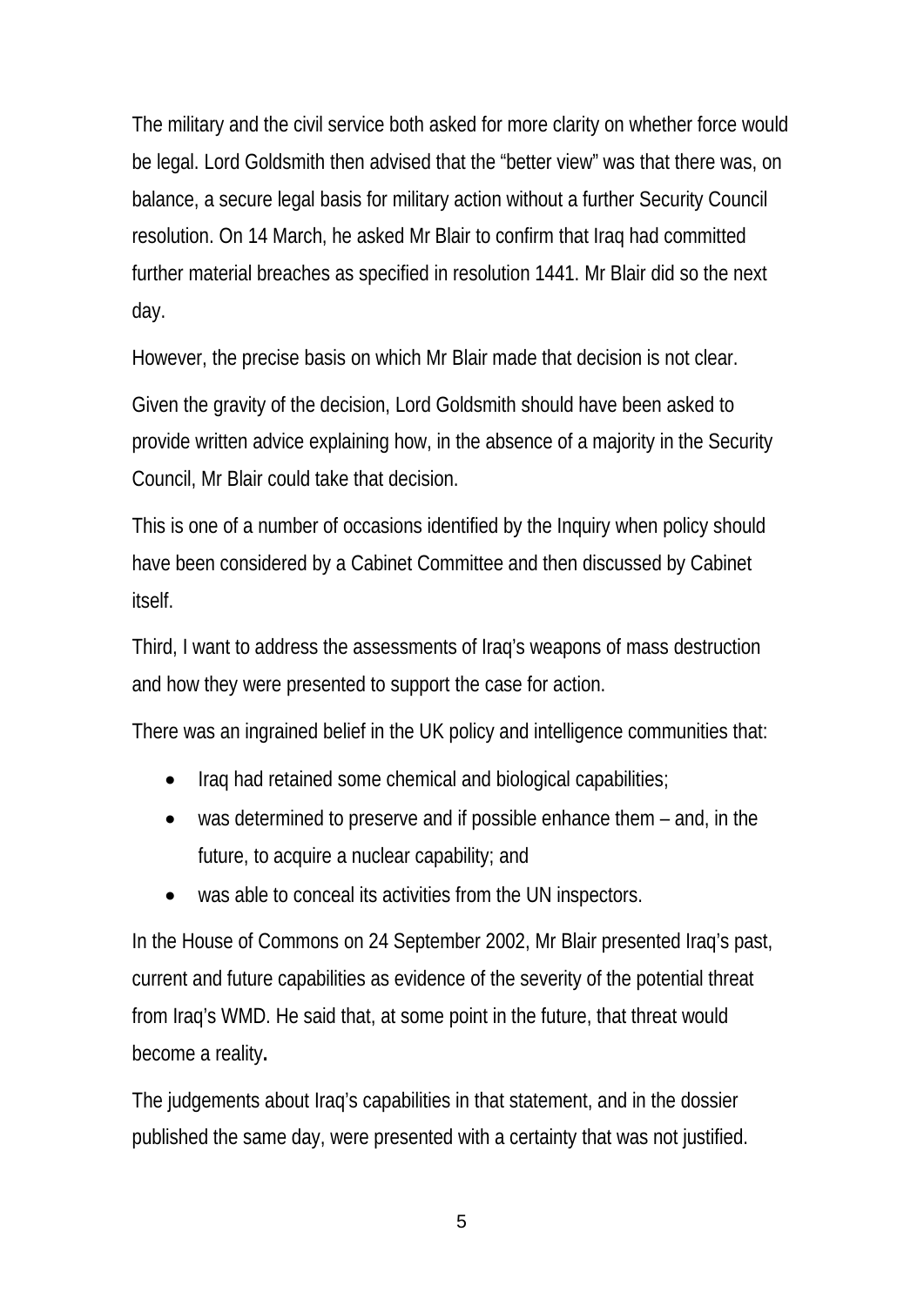The military and the civil service both asked for more clarity on whether force would be legal. Lord Goldsmith then advised that the "better view" was that there was, on balance, a secure legal basis for military action without a further Security Council resolution. On 14 March, he asked Mr Blair to confirm that Iraq had committed further material breaches as specified in resolution 1441. Mr Blair did so the next day.

However, the precise basis on which Mr Blair made that decision is not clear.

Given the gravity of the decision, Lord Goldsmith should have been asked to provide written advice explaining how, in the absence of a majority in the Security Council, Mr Blair could take that decision.

This is one of a number of occasions identified by the Inquiry when policy should have been considered by a Cabinet Committee and then discussed by Cabinet itself.

Third, I want to address the assessments of Iraq's weapons of mass destruction and how they were presented to support the case for action.

There was an ingrained belief in the UK policy and intelligence communities that:

- Iraq had retained some chemical and biological capabilities;
- was determined to preserve and if possible enhance them – and, in the future, to acquire a nuclear capability; and
- was able to conceal its activities from the UN inspectors.

In the House of Commons on 24 September 2002, Mr Blair presented Iraq's past, current and future capabilities as evidence of the severity of the potential threat from Iraq's WMD. He said that, at some point in the future, that threat would become a reality.

The judgements about Iraq's capabilities in that statement, and in the dossier published the same day, were presented with a certainty that was not justified.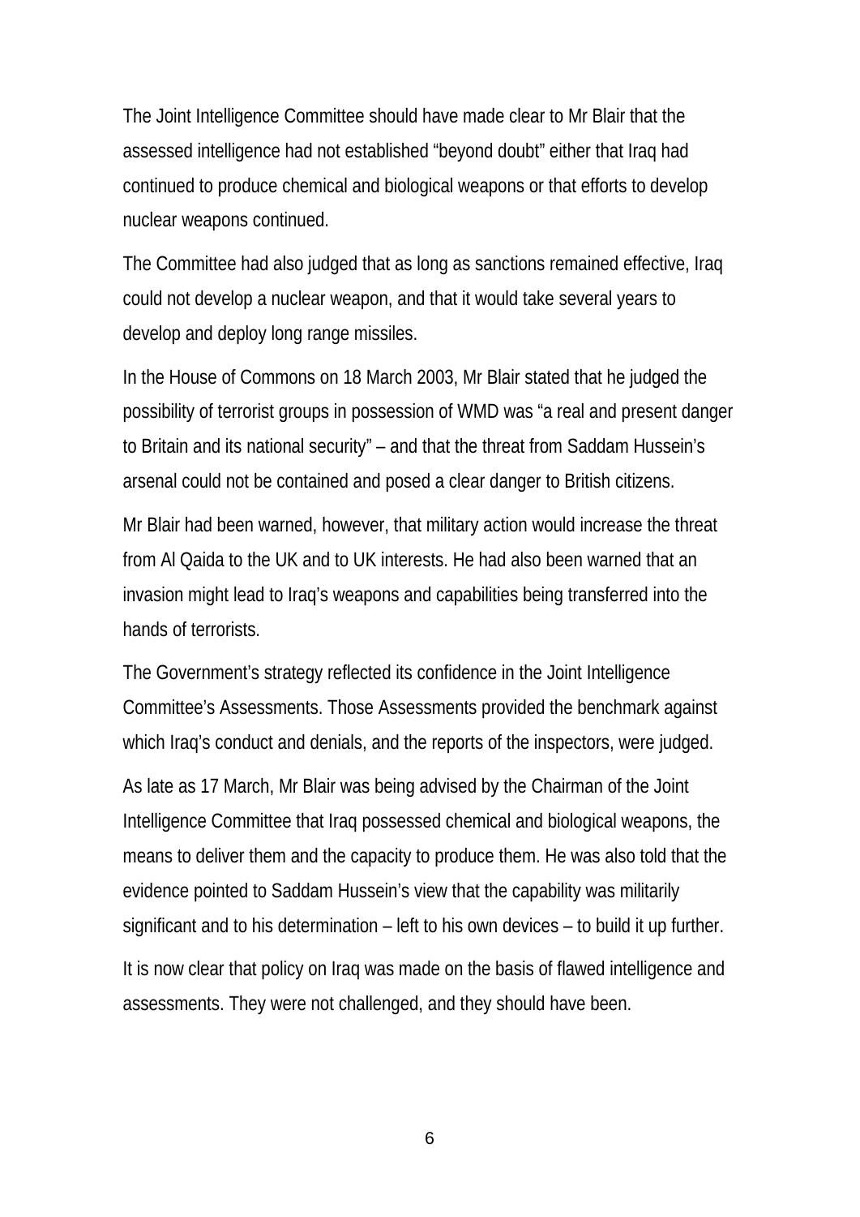The Joint Intelligence Committee should have made clear to Mr Blair that the assessed intelligence had not established "beyond doubt" either that Iraq had continued to produce chemical and biological weapons or that efforts to develop nuclear weapons continued.

The Committee had also judged that as long as sanctions remained effective, Iraq could not develop a nuclear weapon, and that it would take several years to develop and deploy long range missiles.

In the House of Commons on 18 March 2003, Mr Blair stated that he judged the possibility of terrorist groups in possession of WMD was "a real and present danger to Britain and its national security" – and that the threat from Saddam Hussein's arsenal could not be contained and posed a clear danger to British citizens.

Mr Blair had been warned, however, that military action would increase the threat from Al Qaida to the UK and to UK interests. He had also been warned that an invasion might lead to Iraq's weapons and capabilities being transferred into the hands of terrorists.

The Government's strategy reflected its confidence in the Joint Intelligence Committee's Assessments. Those Assessments provided the benchmark against which Iraq's conduct and denials, and the reports of the inspectors, were judged.

As late as 17 March, Mr Blair was being advised by the Chairman of the Joint Intelligence Committee that Iraq possessed chemical and biological weapons, the means to deliver them and the capacity to produce them. He was also told that the evidence pointed to Saddam Hussein's view that the capability was militarily significant and to his determination – left to his own devices – to build it up further.

It is now clear that policy on Iraq was made on the basis of flawed intelligence and assessments. They were not challenged, and they should have been.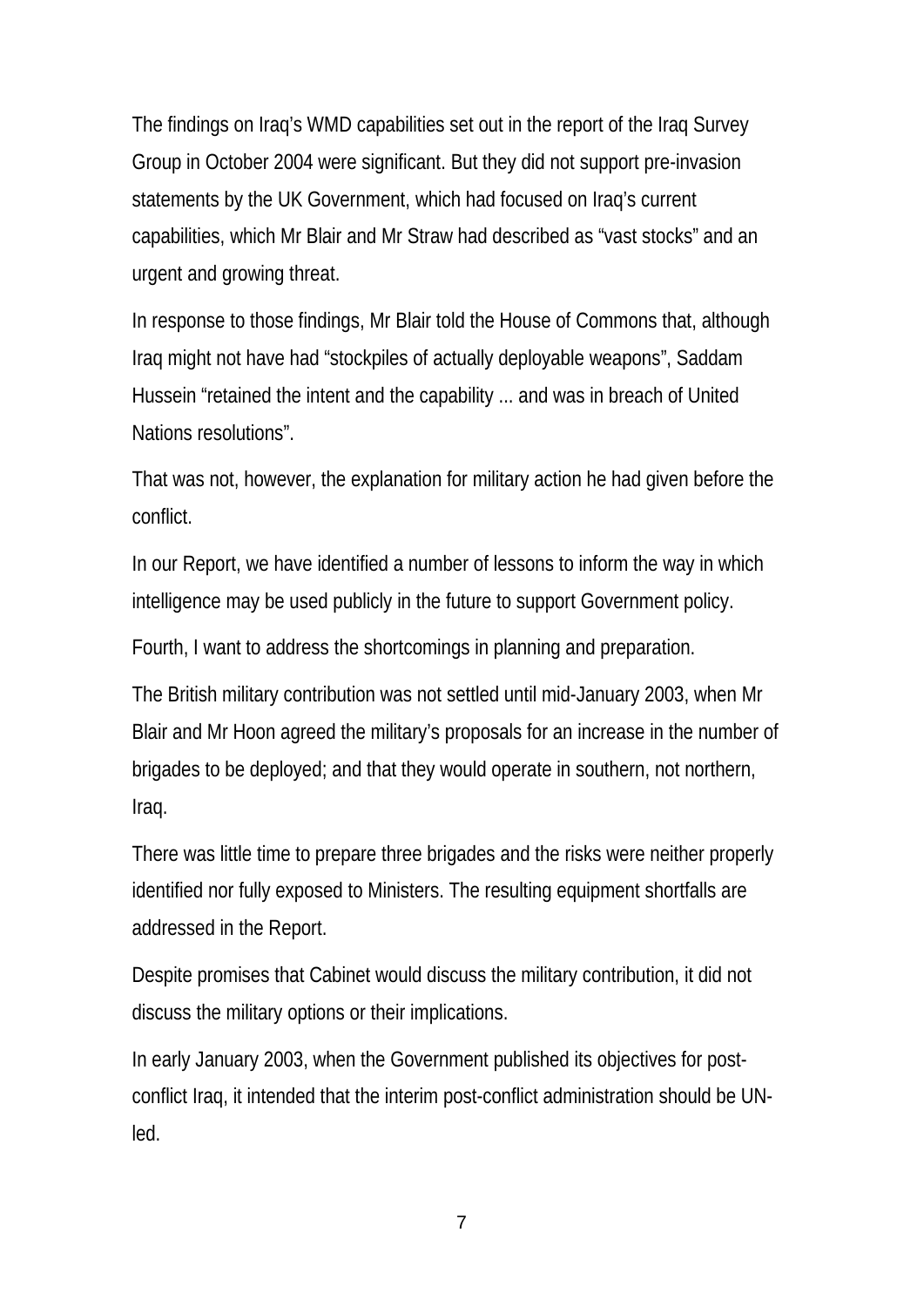The findings on Iraq's WMD capabilities set out in the report of the Iraq Survey Group in October 2004 were significant. But they did not support pre-invasion statements by the UK Government, which had focused on Iraq's current capabilities, which Mr Blair and Mr Straw had described as "vast stocks" and an urgent and growing threat.

In response to those findings, Mr Blair told the House of Commons that, although Iraq might not have had "stockpiles of actually deployable weapons", Saddam Hussein "retained the intent and the capability ... and was in breach of United Nations resolutions".

That was not, however, the explanation for military action he had given before the conflict.

In our Report, we have identified a number of lessons to inform the way in which intelligence may be used publicly in the future to support Government policy.

Fourth, I want to address the shortcomings in planning and preparation.

The British military contribution was not settled until mid-January 2003, when Mr Blair and Mr Hoon agreed the military's proposals for an increase in the number of brigades to be deployed; and that they would operate in southern, not northern, Iraq.

There was little time to prepare three brigades and the risks were neither properly identified nor fully exposed to Ministers. The resulting equipment shortfalls are addressed in the Report.

Despite promises that Cabinet would discuss the military contribution, it did not discuss the military options or their implications.

In early January 2003, when the Government published its objectives for post-conflict Iraq, it intended that the interim post-conflict administration should be UN-led.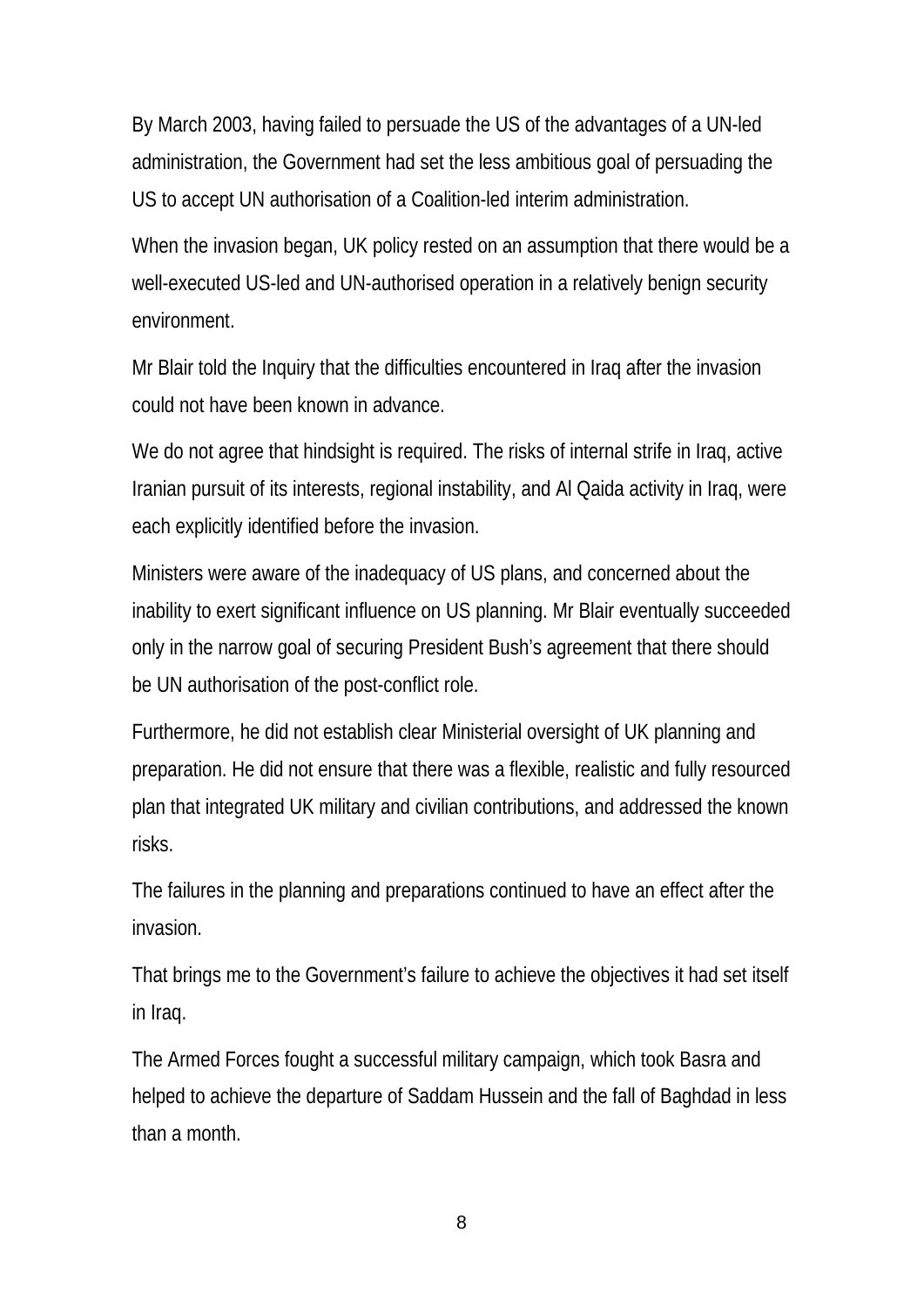By March 2003, having failed to persuade the US of the advantages of a UN-led administration, the Government had set the less ambitious goal of persuading the US to accept UN authorisation of a Coalition-led interim administration.

When the invasion began, UK policy rested on an assumption that there would be a well-executed US-led and UN-authorised operation in a relatively benign security environment.

Mr Blair told the Inquiry that the difficulties encountered in Iraq after the invasion could not have been known in advance.

We do not agree that hindsight is required. The risks of internal strife in Iraq, active Iranian pursuit of its interests, regional instability, and Al Qaida activity in Iraq, were each explicitly identified before the invasion.

Ministers were aware of the inadequacy of US plans, and concerned about the inability to exert significant influence on US planning. Mr Blair eventually succeeded only in the narrow goal of securing President Bush's agreement that there should be UN authorisation of the post-conflict role.

Furthermore, he did not establish clear Ministerial oversight of UK planning and preparation. He did not ensure that there was a flexible, realistic and fully resourced plan that integrated UK military and civilian contributions, and addressed the known risks.

The failures in the planning and preparations continued to have an effect after the invasion.

That brings me to the Government's failure to achieve the objectives it had set itself in Iraq.

The Armed Forces fought a successful military campaign, which took Basra and helped to achieve the departure of Saddam Hussein and the fall of Baghdad in less than a month.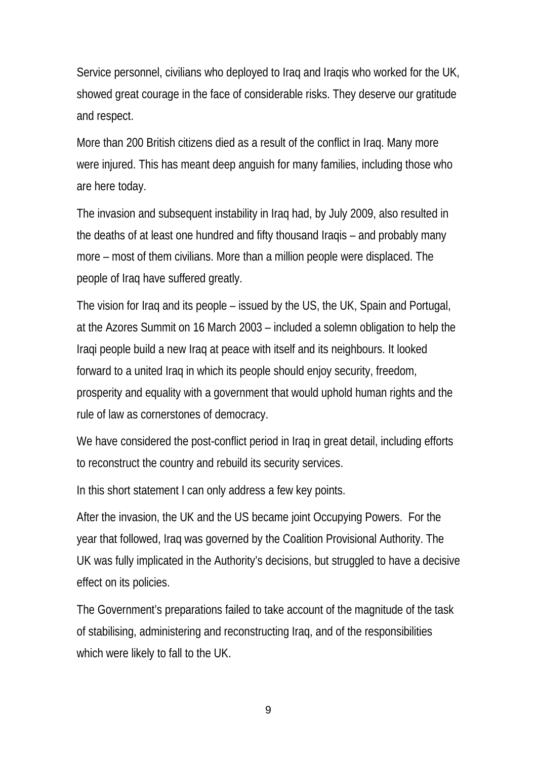Service personnel, civilians who deployed to Iraq and Iraqis who worked for the UK, showed great courage in the face of considerable risks. They deserve our gratitude and respect.

More than 200 British citizens died as a result of the conflict in Iraq. Many more were injured. This has meant deep anguish for many families, including those who are here today.

The invasion and subsequent instability in Iraq had, by July 2009, also resulted in the deaths of at least one hundred and fifty thousand Iraqis – and probably many more – most of them civilians. More than a million people were displaced. The people of Iraq have suffered greatly.

The vision for Iraq and its people – issued by the US, the UK, Spain and Portugal, at the Azores Summit on 16 March 2003 – included a solemn obligation to help the Iraqi people build a new Iraq at peace with itself and its neighbours. It looked forward to a united Iraq in which its people should enjoy security, freedom, prosperity and equality with a government that would uphold human rights and the rule of law as cornerstones of democracy.

We have considered the post-conflict period in Iraq in great detail, including efforts to reconstruct the country and rebuild its security services.

In this short statement I can only address a few key points.

After the invasion, the UK and the US became joint Occupying Powers. For the year that followed, Iraq was governed by the Coalition Provisional Authority. The UK was fully implicated in the Authority's decisions, but struggled to have a decisive effect on its policies.

The Government's preparations failed to take account of the magnitude of the task of stabilising, administering and reconstructing Iraq, and of the responsibilities which were likely to fall to the UK.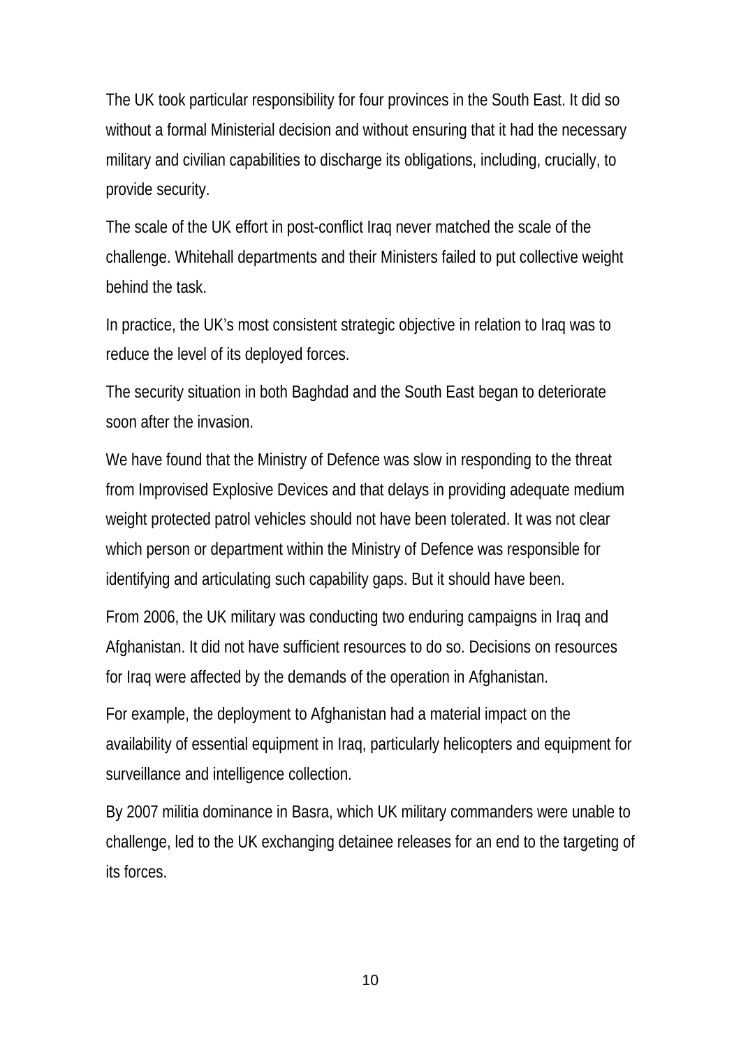The UK took particular responsibility for four provinces in the South East. It did so without a formal Ministerial decision and without ensuring that it had the necessary military and civilian capabilities to discharge its obligations, including, crucially, to provide security.

The scale of the UK effort in post-conflict Iraq never matched the scale of the challenge. Whitehall departments and their Ministers failed to put collective weight behind the task.

In practice, the UK's most consistent strategic objective in relation to Iraq was to reduce the level of its deployed forces.

The security situation in both Baghdad and the South East began to deteriorate soon after the invasion.

We have found that the Ministry of Defence was slow in responding to the threat from Improvised Explosive Devices and that delays in providing adequate medium weight protected patrol vehicles should not have been tolerated. It was not clear which person or department within the Ministry of Defence was responsible for identifying and articulating such capability gaps. But it should have been.

From 2006, the UK military was conducting two enduring campaigns in Iraq and Afghanistan. It did not have sufficient resources to do so. Decisions on resources for Iraq were affected by the demands of the operation in Afghanistan.

For example, the deployment to Afghanistan had a material impact on the availability of essential equipment in Iraq, particularly helicopters and equipment for surveillance and intelligence collection.

By 2007 militia dominance in Basra, which UK military commanders were unable to challenge, led to the UK exchanging detainee releases for an end to the targeting of its forces.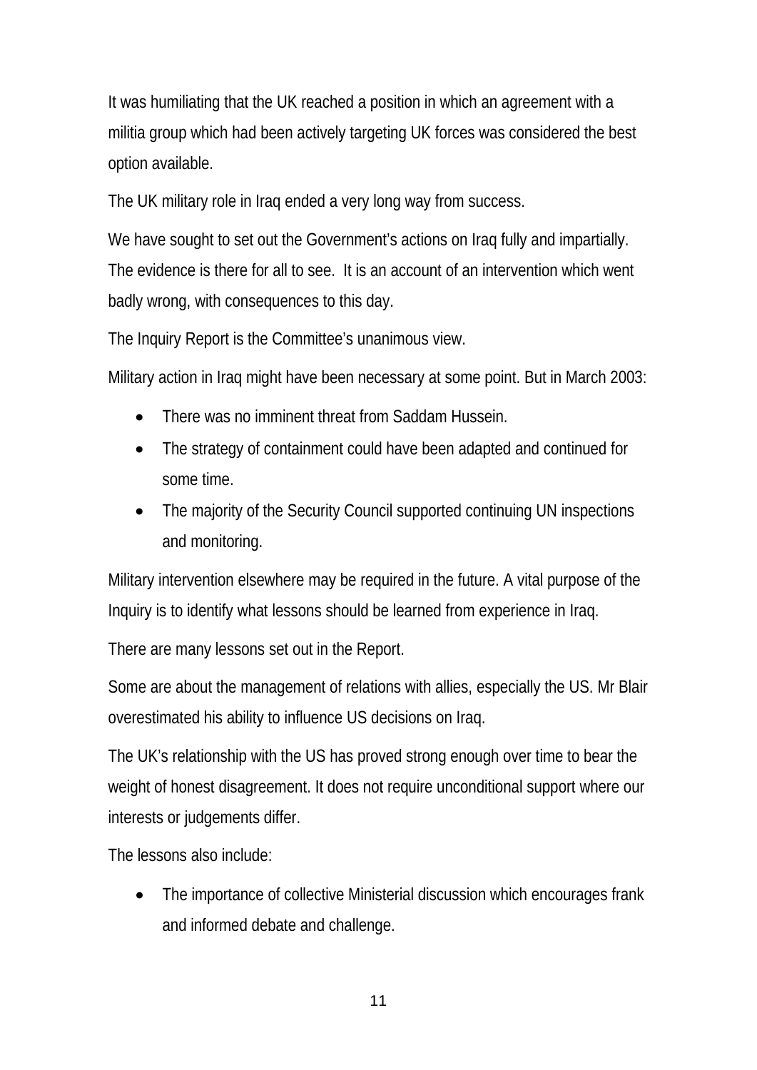It was humiliating that the UK reached a position in which an agreement with a militia group which had been actively targeting UK forces was considered the best option available.

The UK military role in Iraq ended a very long way from success.

We have sought to set out the Government's actions on Iraq fully and impartially. The evidence is there for all to see. It is an account of an intervention which went badly wrong, with consequences to this day.

The Inquiry Report is the Committee's unanimous view.

Military action in Iraq might have been necessary at some point. But in March 2003:

- There was no imminent threat from Saddam Hussein.
- The strategy of containment could have been adapted and continued for some time.
- The majority of the Security Council supported continuing UN inspections and monitoring.

Military intervention elsewhere may be required in the future. A vital purpose of the Inquiry is to identify what lessons should be learned from experience in Iraq.

There are many lessons set out in the Report.

Some are about the management of relations with allies, especially the US. Mr Blair overestimated his ability to influence US decisions on Iraq.

The UK's relationship with the US has proved strong enough over time to bear the weight of honest disagreement. It does not require unconditional support where our interests or judgements differ.

The lessons also include:

- The importance of collective Ministerial discussion which encourages frank and informed debate and challenge.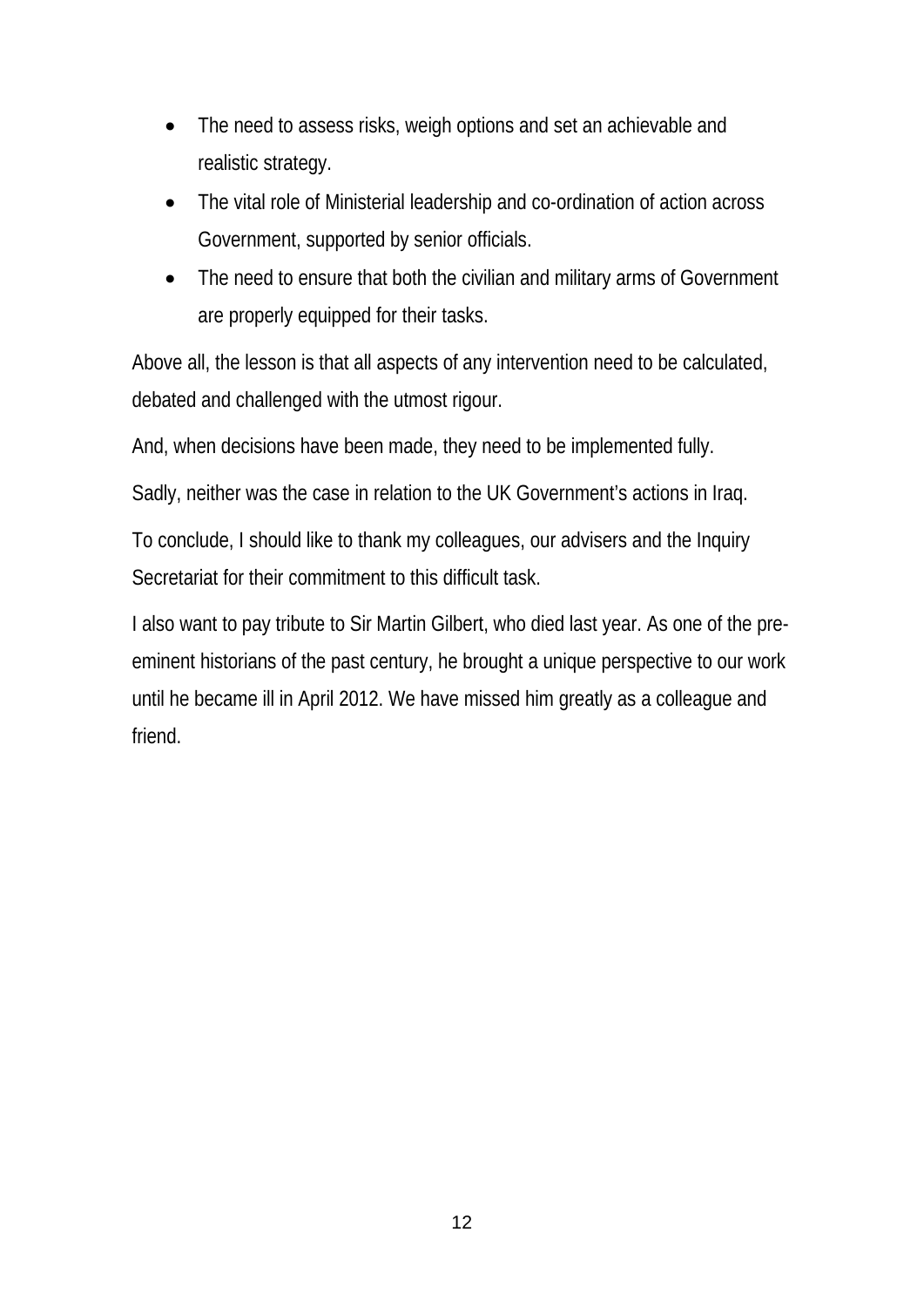- The need to assess risks, weigh options and set an achievable and realistic strategy.
- The vital role of Ministerial leadership and co-ordination of action across Government, supported by senior officials.
- The need to ensure that both the civilian and military arms of Government are properly equipped for their tasks.

Above all, the lesson is that all aspects of any intervention need to be calculated, debated and challenged with the utmost rigour.

And, when decisions have been made, they need to be implemented fully.

Sadly, neither was the case in relation to the UK Government's actions in Iraq.

To conclude, I should like to thank my colleagues, our advisers and the Inquiry Secretariat for their commitment to this difficult task.

I also want to pay tribute to Sir Martin Gilbert, who died last year. As one of the pre-eminent historians of the past century, he brought a unique perspective to our work until he became ill in April 2012. We have missed him greatly as a colleague and friend.